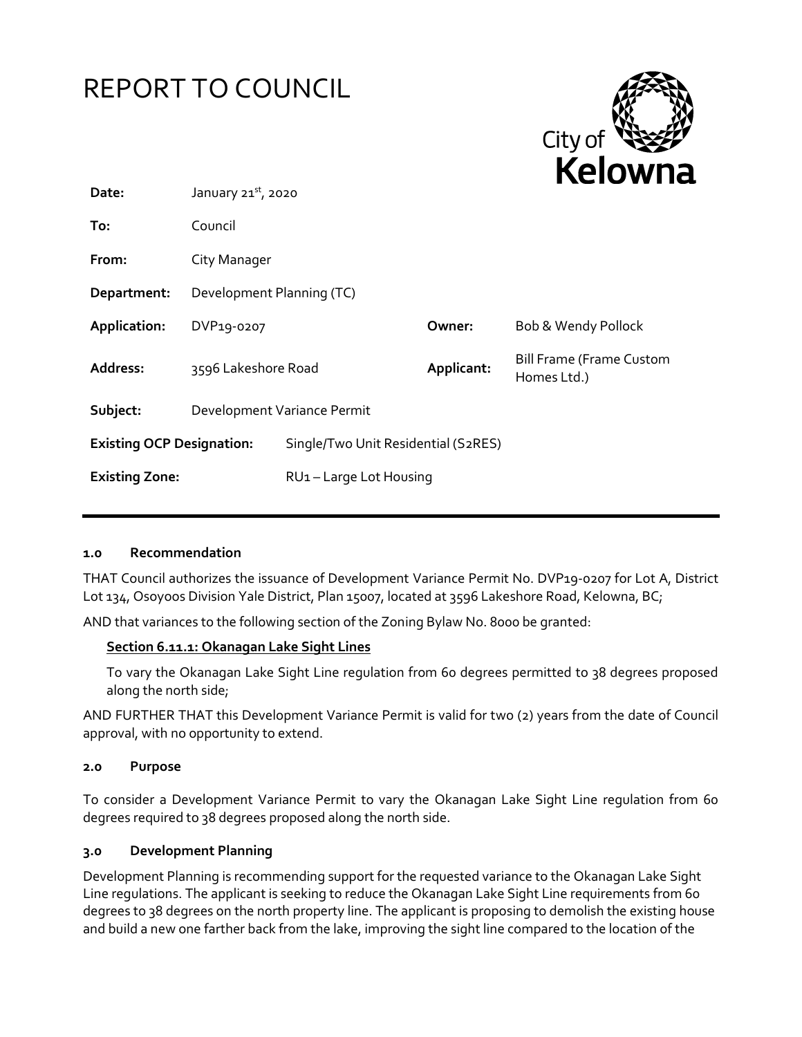# REPORT TO COUNCIL

City of Kelowna

| | | | |
|---|---|---|---|
| **Date:** | January 21st, 2020 | | |
| **To:** | Council | | |
| **From:** | City Manager | | |
| **Department:** | Development Planning (TC) | | |
| **Application:** | DVP19-0207 | **Owner:** | Bob & Wendy Pollock |
| **Address:** | 3596 Lakeshore Road | **Applicant:** | Bill Frame (Frame Custom Homes Ltd.) |
| **Subject:** | Development Variance Permit | | |
| **Existing OCP Designation:** | Single/Two Unit Residential (S2RES) | | |
| **Existing Zone:** | RU1 – Large Lot Housing | | |

## 1.0 Recommendation

THAT Council authorizes the issuance of Development Variance Permit No. DVP19-0207 for Lot A, District Lot 134, Osoyoos Division Yale District, Plan 15007, located at 3596 Lakeshore Road, Kelowna, BC;

AND that variances to the following section of the Zoning Bylaw No. 8000 be granted:

**Section 6.11.1: Okanagan Lake Sight Lines**

To vary the Okanagan Lake Sight Line regulation from 60 degrees permitted to 38 degrees proposed along the north side;

AND FURTHER THAT this Development Variance Permit is valid for two (2) years from the date of Council approval, with no opportunity to extend.

## 2.0 Purpose

To consider a Development Variance Permit to vary the Okanagan Lake Sight Line regulation from 60 degrees required to 38 degrees proposed along the north side.

## 3.0 Development Planning

Development Planning is recommending support for the requested variance to the Okanagan Lake Sight Line regulations. The applicant is seeking to reduce the Okanagan Lake Sight Line requirements from 60 degrees to 38 degrees on the north property line. The applicant is proposing to demolish the existing house and build a new one farther back from the lake, improving the sight line compared to the location of the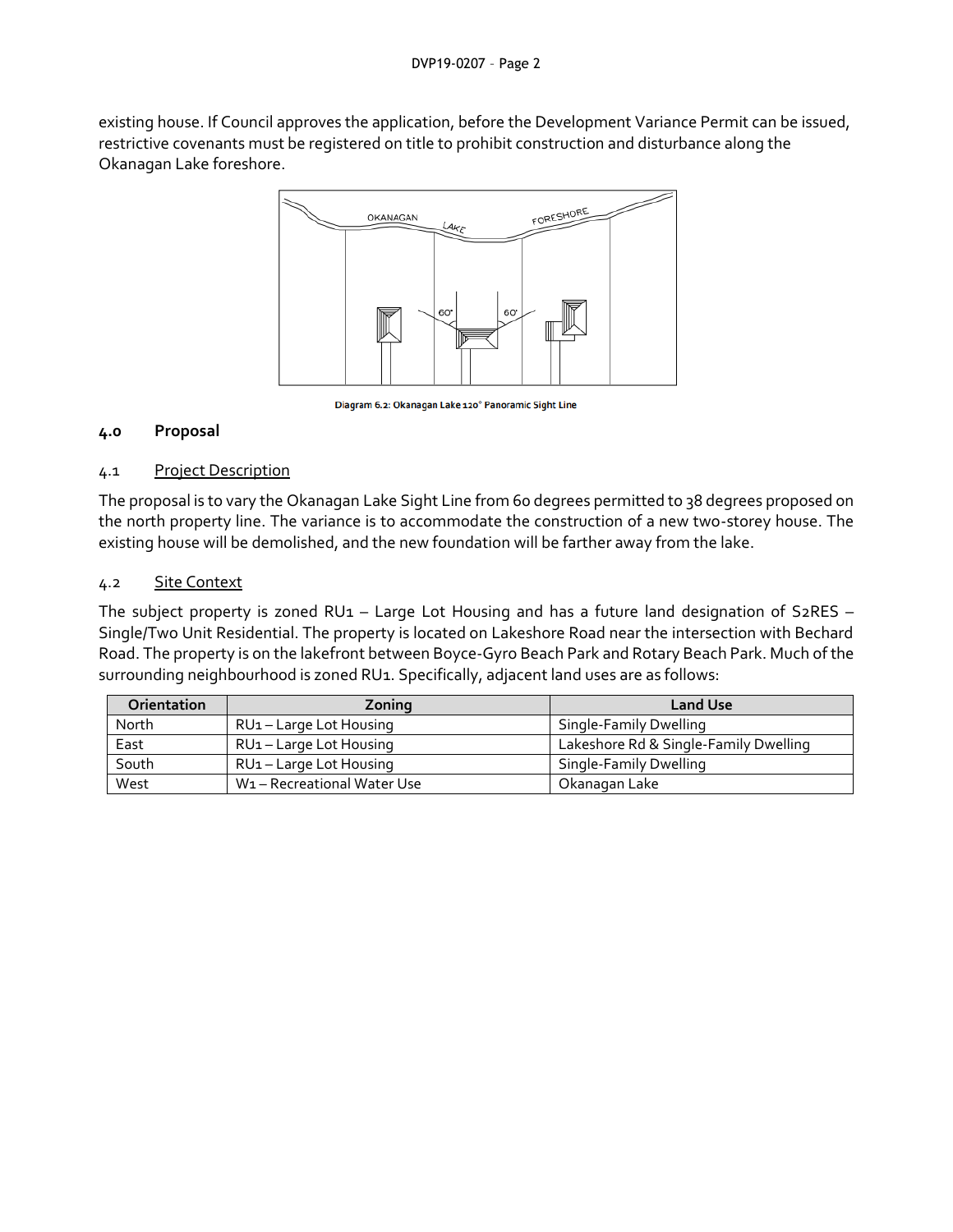existing house. If Council approves the application, before the Development Variance Permit can be issued, restrictive covenants must be registered on title to prohibit construction and disturbance along the Okanagan Lake foreshore.

Diagram 6.2: Okanagan Lake 120° Panoramic Sight Line

## 4.0 Proposal

### 4.1 Project Description

The proposal is to vary the Okanagan Lake Sight Line from 60 degrees permitted to 38 degrees proposed on the north property line. The variance is to accommodate the construction of a new two-storey house. The existing house will be demolished, and the new foundation will be farther away from the lake.

### 4.2 Site Context

The subject property is zoned RU1 – Large Lot Housing and has a future land designation of S2RES – Single/Two Unit Residential. The property is located on Lakeshore Road near the intersection with Bechard Road. The property is on the lakefront between Boyce-Gyro Beach Park and Rotary Beach Park. Much of the surrounding neighbourhood is zoned RU1. Specifically, adjacent land uses are as follows:

| Orientation | Zoning | Land Use |
|---|---|---|
| North | RU1 – Large Lot Housing | Single-Family Dwelling |
| East | RU1 – Large Lot Housing | Lakeshore Rd & Single-Family Dwelling |
| South | RU1 – Large Lot Housing | Single-Family Dwelling |
| West | W1 – Recreational Water Use | Okanagan Lake |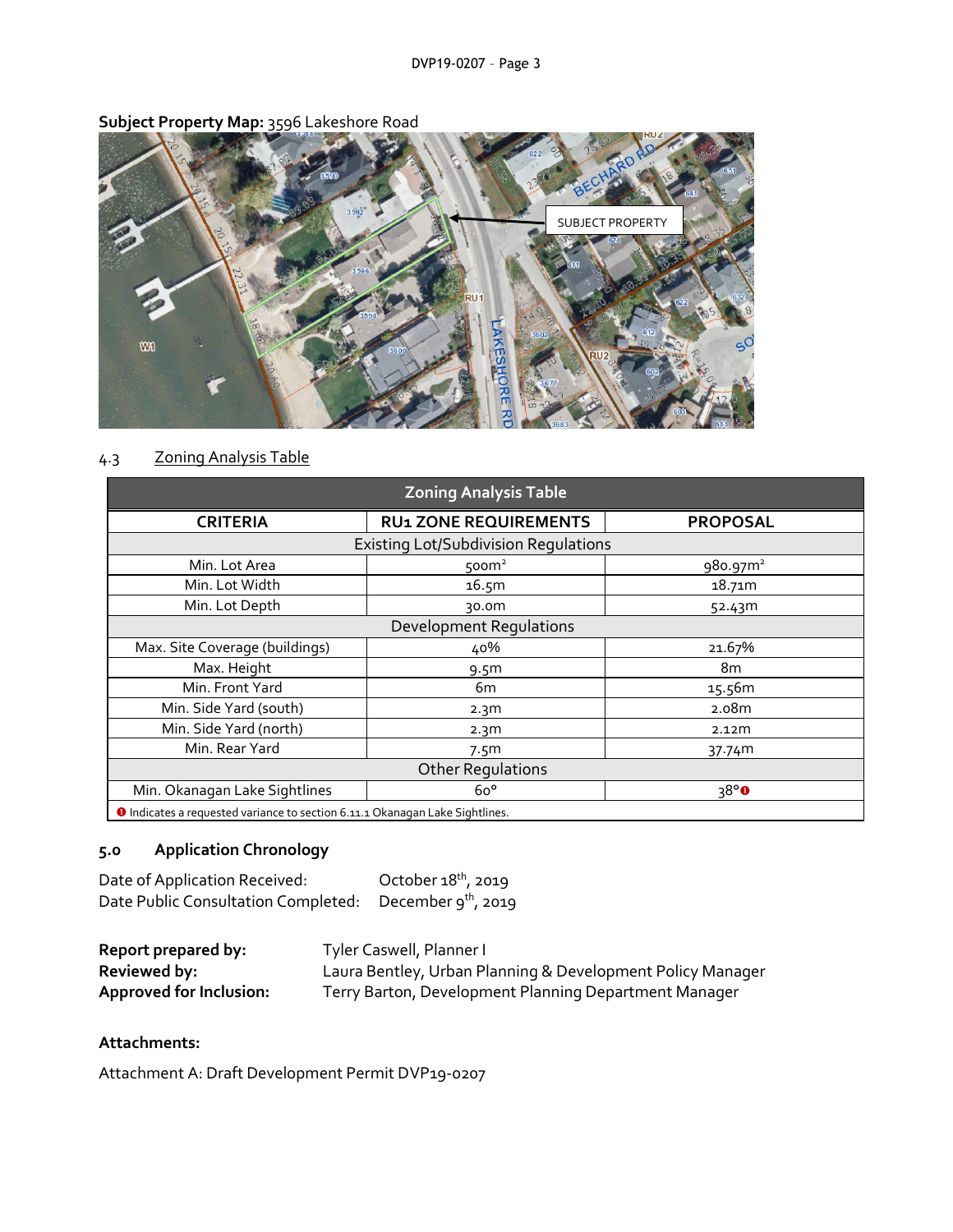**Subject Property Map:** 3596 Lakeshore Road

4.3 Zoning Analysis Table

| Zoning Analysis Table | | |
|---|---|---|
| **CRITERIA** | **RU1 ZONE REQUIREMENTS** | **PROPOSAL** |
| Existing Lot/Subdivision Regulations | | |
| Min. Lot Area | 500m² | 980.97m² |
| Min. Lot Width | 16.5m | 18.71m |
| Min. Lot Depth | 30.0m | 52.43m |
| Development Regulations | | |
| Max. Site Coverage (buildings) | 40% | 21.67% |
| Max. Height | 9.5m | 8m |
| Min. Front Yard | 6m | 15.56m |
| Min. Side Yard (south) | 2.3m | 2.08m |
| Min. Side Yard (north) | 2.3m | 2.12m |
| Min. Rear Yard | 7.5m | 37.74m |
| Other Regulations | | |
| Min. Okanagan Lake Sightlines | 60° | 38° ❶ |

❶ Indicates a requested variance to section 6.11.1 Okanagan Lake Sightlines.

## 5.0 Application Chronology

Date of Application Received: October 18th, 2019
Date Public Consultation Completed: December 9th, 2019

**Report prepared by:** Tyler Caswell, Planner I
**Reviewed by:** Laura Bentley, Urban Planning & Development Policy Manager
**Approved for Inclusion:** Terry Barton, Development Planning Department Manager

**Attachments:**

Attachment A: Draft Development Permit DVP19-0207